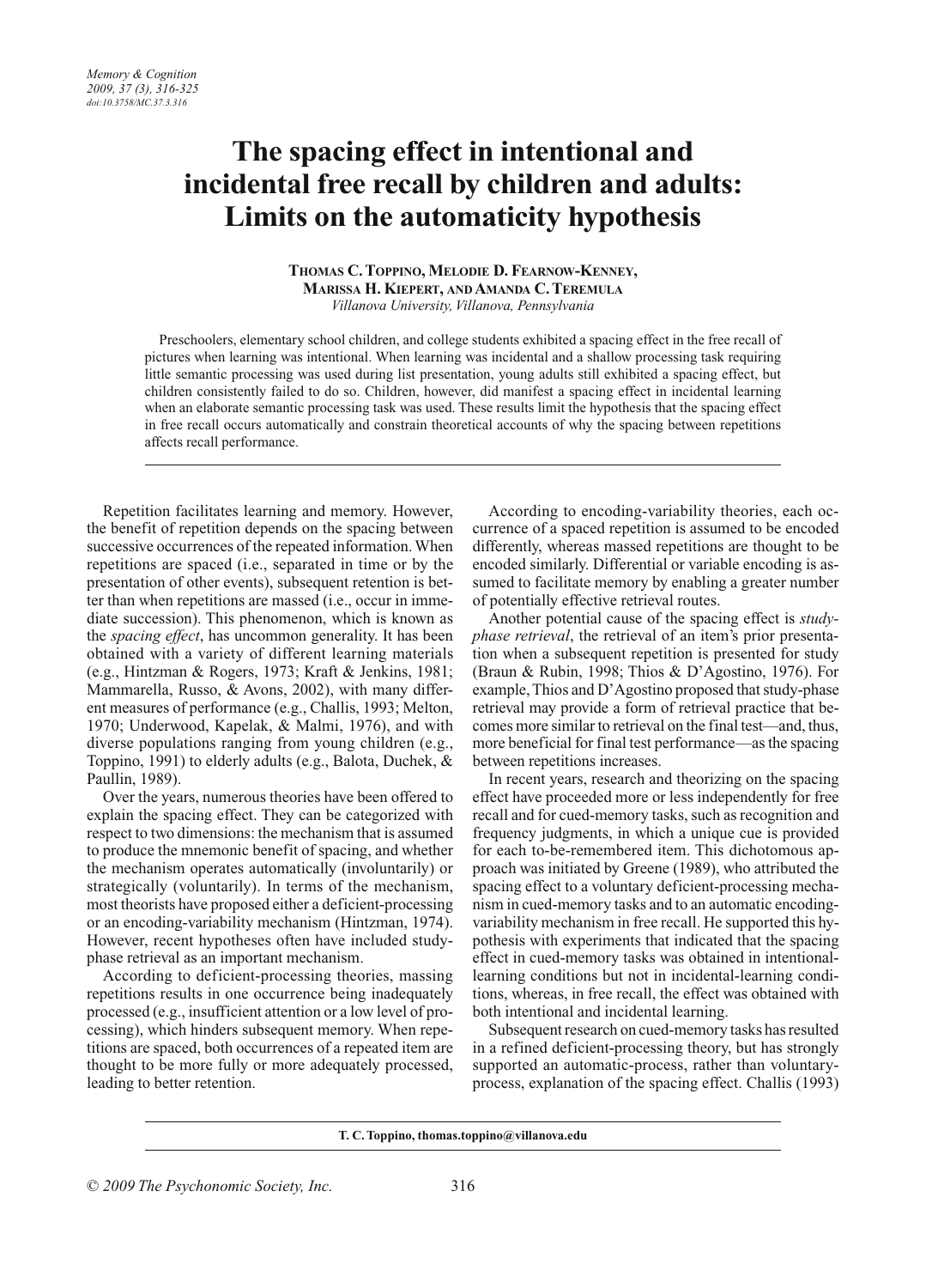# The spacing effect in intentional and incidental free recall by children and adults: Limits on the automaticity hypothesis

**Thomas C. Toppino, Melodie D. Fearnow-Kenney, Marissa H. Kiepert, and Amanda C. Teremula**

*Villanova University, Villanova, Pennsylvania*

Preschoolers, elementary school children, and college students exhibited a spacing effect in the free recall of pictures when learning was intentional. When learning was incidental and a shallow processing task requiring little semantic processing was used during list presentation, young adults still exhibited a spacing effect, but children consistently failed to do so. Children, however, did manifest a spacing effect in incidental learning when an elaborate semantic processing task was used. These results limit the hypothesis that the spacing effect in free recall occurs automatically and constrain theoretical accounts of why the spacing between repetitions affects recall performance.

---

Repetition facilitates learning and memory. However, the benefit of repetition depends on the spacing between successive occurrences of the repeated information. When repetitions are spaced (i.e., separated in time or by the presentation of other events), subsequent retention is better than when repetitions are massed (i.e., occur in immediate succession). This phenomenon, which is known as the *spacing effect*, has uncommon generality. It has been obtained with a variety of different learning materials (e.g., Hintzman & Rogers, 1973; Kraft & Jenkins, 1981; Mammarella, Russo, & Avons, 2002), with many different measures of performance (e.g., Challis, 1993; Melton, 1970; Underwood, Kapelak, & Malmi, 1976), and with diverse populations ranging from young children (e.g., Toppino, 1991) to elderly adults (e.g., Balota, Duchek, & Paullin, 1989).

Over the years, numerous theories have been offered to explain the spacing effect. They can be categorized with respect to two dimensions: the mechanism that is assumed to produce the mnemonic benefit of spacing, and whether the mechanism operates automatically (involuntarily) or strategically (voluntarily). In terms of the mechanism, most theorists have proposed either a deficient-processing or an encoding-variability mechanism (Hintzman, 1974). However, recent hypotheses often have included study-phase retrieval as an important mechanism.

According to deficient-processing theories, massing repetitions results in one occurrence being inadequately processed (e.g., insufficient attention or a low level of processing), which hinders subsequent memory. When repetitions are spaced, both occurrences of a repeated item are thought to be more fully or more adequately processed, leading to better retention.

According to encoding-variability theories, each occurrence of a spaced repetition is assumed to be encoded differently, whereas massed repetitions are thought to be encoded similarly. Differential or variable encoding is assumed to facilitate memory by enabling a greater number of potentially effective retrieval routes.

Another potential cause of the spacing effect is *study-phase retrieval*, the retrieval of an item's prior presentation when a subsequent repetition is presented for study (Braun & Rubin, 1998; Thios & D'Agostino, 1976). For example, Thios and D'Agostino proposed that study-phase retrieval may provide a form of retrieval practice that becomes more similar to retrieval on the final test—and, thus, more beneficial for final test performance—as the spacing between repetitions increases.

In recent years, research and theorizing on the spacing effect have proceeded more or less independently for free recall and for cued-memory tasks, such as recognition and frequency judgments, in which a unique cue is provided for each to-be-remembered item. This dichotomous approach was initiated by Greene (1989), who attributed the spacing effect to a voluntary deficient-processing mechanism in cued-memory tasks and to an automatic encoding-variability mechanism in free recall. He supported this hypothesis with experiments that indicated that the spacing effect in cued-memory tasks was obtained in intentional-learning conditions but not in incidental-learning conditions, whereas, in free recall, the effect was obtained with both intentional and incidental learning.

Subsequent research on cued-memory tasks has resulted in a refined deficient-processing theory, but has strongly supported an automatic-process, rather than voluntary-process, explanation of the spacing effect. Challis (1993)

---

T. C. Toppino, thomas.toppino@villanova.edu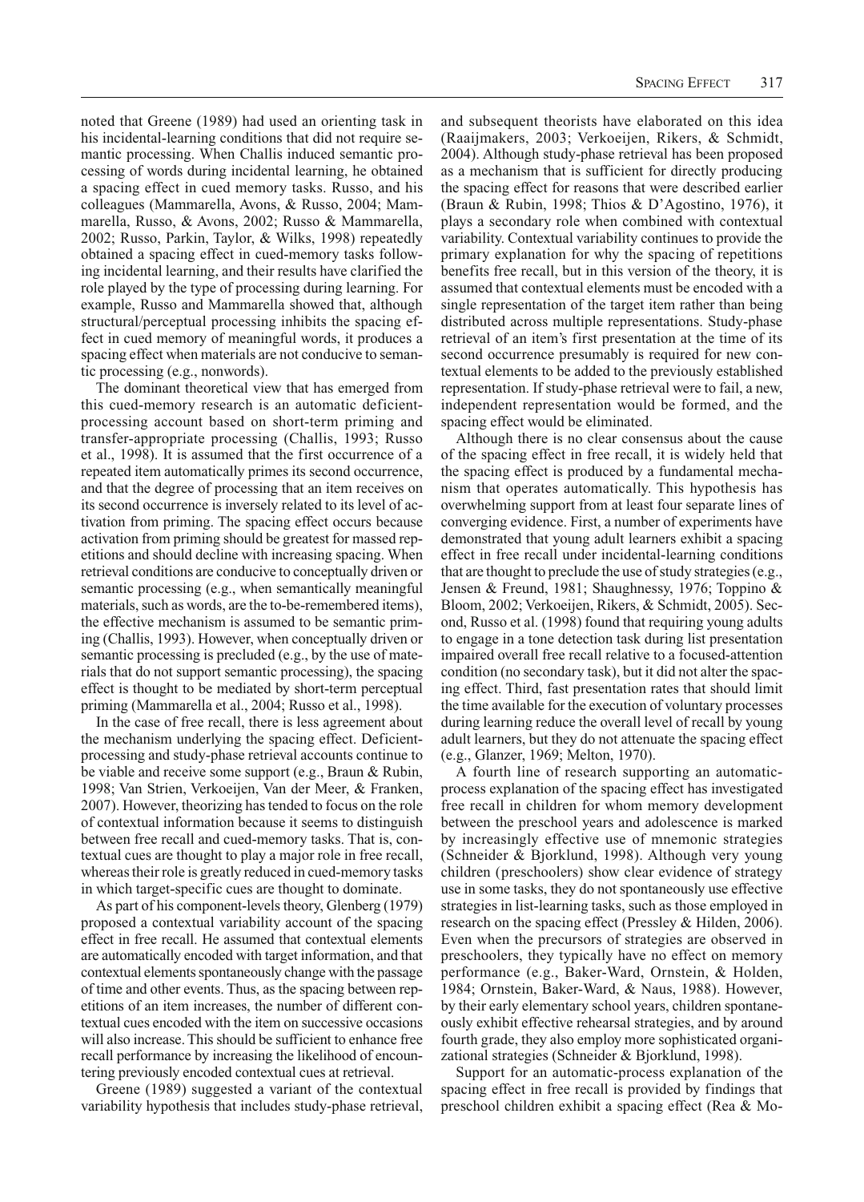noted that Greene (1989) had used an orienting task in his incidental-learning conditions that did not require semantic processing. When Challis induced semantic processing of words during incidental learning, he obtained a spacing effect in cued memory tasks. Russo, and his colleagues (Mammarella, Avons, & Russo, 2004; Mammarella, Russo, & Avons, 2002; Russo & Mammarella, 2002; Russo, Parkin, Taylor, & Wilks, 1998) repeatedly obtained a spacing effect in cued-memory tasks following incidental learning, and their results have clarified the role played by the type of processing during learning. For example, Russo and Mammarella showed that, although structural/perceptual processing inhibits the spacing effect in cued memory of meaningful words, it produces a spacing effect when materials are not conducive to semantic processing (e.g., nonwords).

The dominant theoretical view that has emerged from this cued-memory research is an automatic deficient-processing account based on short-term priming and transfer-appropriate processing (Challis, 1993; Russo et al., 1998). It is assumed that the first occurrence of a repeated item automatically primes its second occurrence, and that the degree of processing that an item receives on its second occurrence is inversely related to its level of activation from priming. The spacing effect occurs because activation from priming should be greatest for massed repetitions and should decline with increasing spacing. When retrieval conditions are conducive to conceptually driven or semantic processing (e.g., when semantically meaningful materials, such as words, are the to-be-remembered items), the effective mechanism is assumed to be semantic priming (Challis, 1993). However, when conceptually driven or semantic processing is precluded (e.g., by the use of materials that do not support semantic processing), the spacing effect is thought to be mediated by short-term perceptual priming (Mammarella et al., 2004; Russo et al., 1998).

In the case of free recall, there is less agreement about the mechanism underlying the spacing effect. Deficient-processing and study-phase retrieval accounts continue to be viable and receive some support (e.g., Braun & Rubin, 1998; Van Strien, Verkoeijen, Van der Meer, & Franken, 2007). However, theorizing has tended to focus on the role of contextual information because it seems to distinguish between free recall and cued-memory tasks. That is, contextual cues are thought to play a major role in free recall, whereas their role is greatly reduced in cued-memory tasks in which target-specific cues are thought to dominate.

As part of his component-levels theory, Glenberg (1979) proposed a contextual variability account of the spacing effect in free recall. He assumed that contextual elements are automatically encoded with target information, and that contextual elements spontaneously change with the passage of time and other events. Thus, as the spacing between repetitions of an item increases, the number of different contextual cues encoded with the item on successive occasions will also increase. This should be sufficient to enhance free recall performance by increasing the likelihood of encountering previously encoded contextual cues at retrieval.

Greene (1989) suggested a variant of the contextual variability hypothesis that includes study-phase retrieval, and subsequent theorists have elaborated on this idea (Raaijmakers, 2003; Verkoeijen, Rikers, & Schmidt, 2004). Although study-phase retrieval has been proposed as a mechanism that is sufficient for directly producing the spacing effect for reasons that were described earlier (Braun & Rubin, 1998; Thios & D'Agostino, 1976), it plays a secondary role when combined with contextual variability. Contextual variability continues to provide the primary explanation for why the spacing of repetitions benefits free recall, but in this version of the theory, it is assumed that contextual elements must be encoded with a single representation of the target item rather than being distributed across multiple representations. Study-phase retrieval of an item's first presentation at the time of its second occurrence presumably is required for new contextual elements to be added to the previously established representation. If study-phase retrieval were to fail, a new, independent representation would be formed, and the spacing effect would be eliminated.

Although there is no clear consensus about the cause of the spacing effect in free recall, it is widely held that the spacing effect is produced by a fundamental mechanism that operates automatically. This hypothesis has overwhelming support from at least four separate lines of converging evidence. First, a number of experiments have demonstrated that young adult learners exhibit a spacing effect in free recall under incidental-learning conditions that are thought to preclude the use of study strategies (e.g., Jensen & Freund, 1981; Shaughnessy, 1976; Toppino & Bloom, 2002; Verkoeijen, Rikers, & Schmidt, 2005). Second, Russo et al. (1998) found that requiring young adults to engage in a tone detection task during list presentation impaired overall free recall relative to a focused-attention condition (no secondary task), but it did not alter the spacing effect. Third, fast presentation rates that should limit the time available for the execution of voluntary processes during learning reduce the overall level of recall by young adult learners, but they do not attenuate the spacing effect (e.g., Glanzer, 1969; Melton, 1970).

A fourth line of research supporting an automatic-process explanation of the spacing effect has investigated free recall in children for whom memory development between the preschool years and adolescence is marked by increasingly effective use of mnemonic strategies (Schneider & Bjorklund, 1998). Although very young children (preschoolers) show clear evidence of strategy use in some tasks, they do not spontaneously use effective strategies in list-learning tasks, such as those employed in research on the spacing effect (Pressley & Hilden, 2006). Even when the precursors of strategies are observed in preschoolers, they typically have no effect on memory performance (e.g., Baker-Ward, Ornstein, & Holden, 1984; Ornstein, Baker-Ward, & Naus, 1988). However, by their early elementary school years, children spontaneously exhibit effective rehearsal strategies, and by around fourth grade, they also employ more sophisticated organizational strategies (Schneider & Bjorklund, 1998).

Support for an automatic-process explanation of the spacing effect in free recall is provided by findings that preschool children exhibit a spacing effect (Rea & Mo-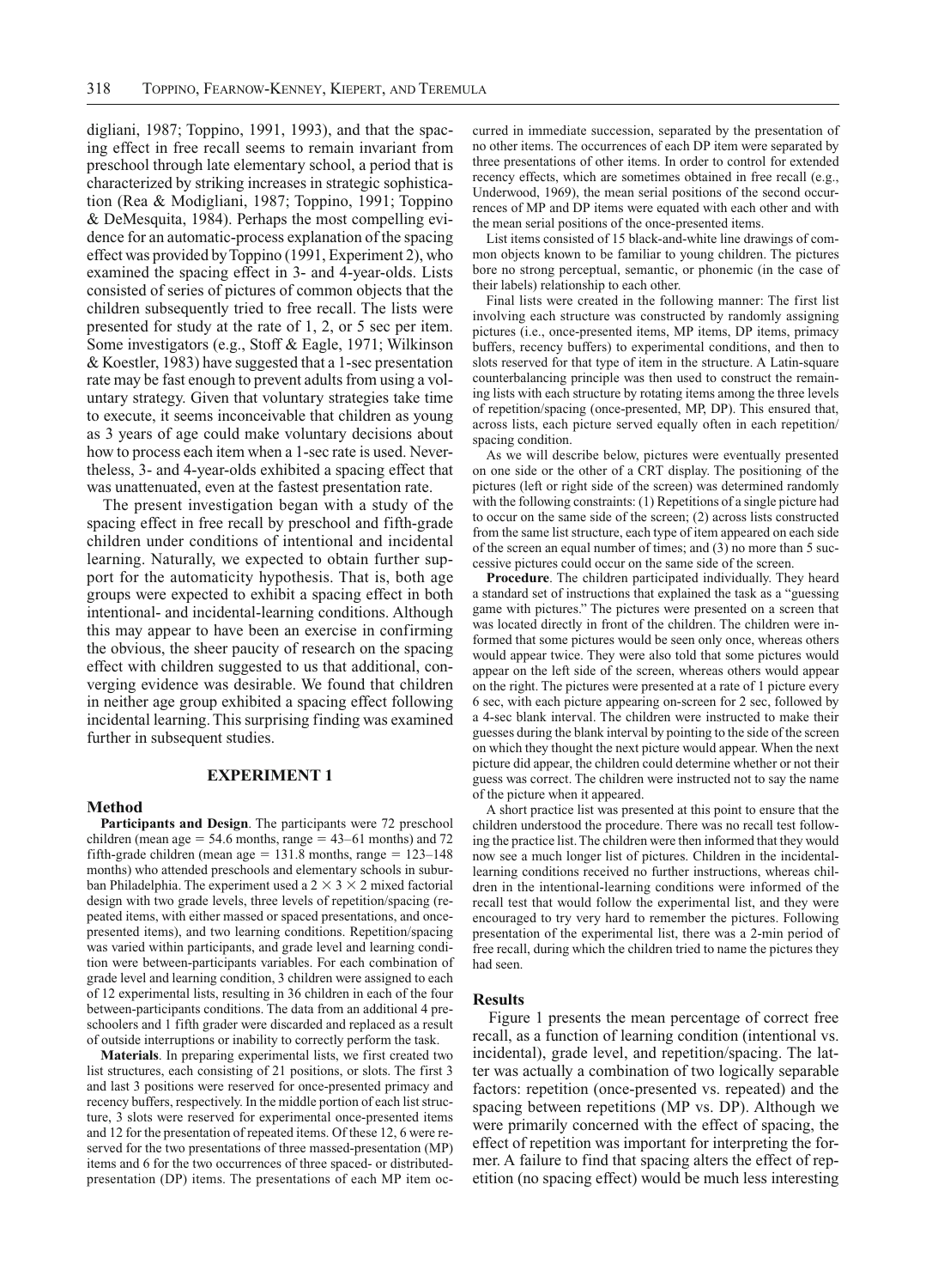digliani, 1987; Toppino, 1991, 1993), and that the spacing effect in free recall seems to remain invariant from preschool through late elementary school, a period that is characterized by striking increases in strategic sophistication (Rea & Modigliani, 1987; Toppino, 1991; Toppino & DeMesquita, 1984). Perhaps the most compelling evidence for an automatic-process explanation of the spacing effect was provided by Toppino (1991, Experiment 2), who examined the spacing effect in 3- and 4-year-olds. Lists consisted of series of pictures of common objects that the children subsequently tried to free recall. The lists were presented for study at the rate of 1, 2, or 5 sec per item. Some investigators (e.g., Stoff & Eagle, 1971; Wilkinson & Koestler, 1983) have suggested that a 1-sec presentation rate may be fast enough to prevent adults from using a voluntary strategy. Given that voluntary strategies take time to execute, it seems inconceivable that children as young as 3 years of age could make voluntary decisions about how to process each item when a 1-sec rate is used. Nevertheless, 3- and 4-year-olds exhibited a spacing effect that was unattenuated, even at the fastest presentation rate.

The present investigation began with a study of the spacing effect in free recall by preschool and fifth-grade children under conditions of intentional and incidental learning. Naturally, we expected to obtain further support for the automaticity hypothesis. That is, both age groups were expected to exhibit a spacing effect in both intentional- and incidental-learning conditions. Although this may appear to have been an exercise in confirming the obvious, the sheer paucity of research on the spacing effect with children suggested to us that additional, converging evidence was desirable. We found that children in neither age group exhibited a spacing effect following incidental learning. This surprising finding was examined further in subsequent studies.

## EXPERIMENT 1

### Method

**Participants and Design**. The participants were 72 preschool children (mean age = 54.6 months, range = 43–61 months) and 72 fifth-grade children (mean age = 131.8 months, range = 123–148 months) who attended preschools and elementary schools in suburban Philadelphia. The experiment used a $2 \times 3 \times 2$ mixed factorial design with two grade levels, three levels of repetition/spacing (repeated items, with either massed or spaced presentations, and once-presented items), and two learning conditions. Repetition/spacing was varied within participants, and grade level and learning condition were between-participants variables. For each combination of grade level and learning condition, 3 children were assigned to each of 12 experimental lists, resulting in 36 children in each of the four between-participants conditions. The data from an additional 4 preschoolers and 1 fifth grader were discarded and replaced as a result of outside interruptions or inability to correctly perform the task.

**Materials**. In preparing experimental lists, we first created two list structures, each consisting of 21 positions, or slots. The first 3 and last 3 positions were reserved for once-presented primacy and recency buffers, respectively. In the middle portion of each list structure, 3 slots were reserved for experimental once-presented items and 12 for the presentation of repeated items. Of these 12, 6 were reserved for the two presentations of three massed-presentation (MP) items and 6 for the two occurrences of three spaced- or distributed-presentation (DP) items. The presentations of each MP item occurred in immediate succession, separated by the presentation of no other items. The occurrences of each DP item were separated by three presentations of other items. In order to control for extended recency effects, which are sometimes obtained in free recall (e.g., Underwood, 1969), the mean serial positions of the second occurrences of MP and DP items were equated with each other and with the mean serial positions of the once-presented items.

List items consisted of 15 black-and-white line drawings of common objects known to be familiar to young children. The pictures bore no strong perceptual, semantic, or phonemic (in the case of their labels) relationship to each other.

Final lists were created in the following manner: The first list involving each structure was constructed by randomly assigning pictures (i.e., once-presented items, MP items, DP items, primacy buffers, recency buffers) to experimental conditions, and then to slots reserved for that type of item in the structure. A Latin-square counterbalancing principle was then used to construct the remaining lists with each structure by rotating items among the three levels of repetition/spacing (once-presented, MP, DP). This ensured that, across lists, each picture served equally often in each repetition/spacing condition.

As we will describe below, pictures were eventually presented on one side or the other of a CRT display. The positioning of the pictures (left or right side of the screen) was determined randomly with the following constraints: (1) Repetitions of a single picture had to occur on the same side of the screen; (2) across lists constructed from the same list structure, each type of item appeared on each side of the screen an equal number of times; and (3) no more than 5 successive pictures could occur on the same side of the screen.

**Procedure**. The children participated individually. They heard a standard set of instructions that explained the task as a "guessing game with pictures." The pictures were presented on a screen that was located directly in front of the children. The children were informed that some pictures would be seen only once, whereas others would appear twice. They were also told that some pictures would appear on the left side of the screen, whereas others would appear on the right. The pictures were presented at a rate of 1 picture every 6 sec, with each picture appearing on-screen for 2 sec, followed by a 4-sec blank interval. The children were instructed to make their guesses during the blank interval by pointing to the side of the screen on which they thought the next picture would appear. When the next picture did appear, the children could determine whether or not their guess was correct. The children were instructed not to say the name of the picture when it appeared.

A short practice list was presented at this point to ensure that the children understood the procedure. There was no recall test following the practice list. The children were then informed that they would now see a much longer list of pictures. Children in the incidental-learning conditions received no further instructions, whereas children in the intentional-learning conditions were informed of the recall test that would follow the experimental list, and they were encouraged to try very hard to remember the pictures. Following presentation of the experimental list, there was a 2-min period of free recall, during which the children tried to name the pictures they had seen.

### Results

Figure 1 presents the mean percentage of correct free recall, as a function of learning condition (intentional vs. incidental), grade level, and repetition/spacing. The latter was actually a combination of two logically separable factors: repetition (once-presented vs. repeated) and the spacing between repetitions (MP vs. DP). Although we were primarily concerned with the effect of spacing, the effect of repetition was important for interpreting the former. A failure to find that spacing alters the effect of repetition (no spacing effect) would be much less interesting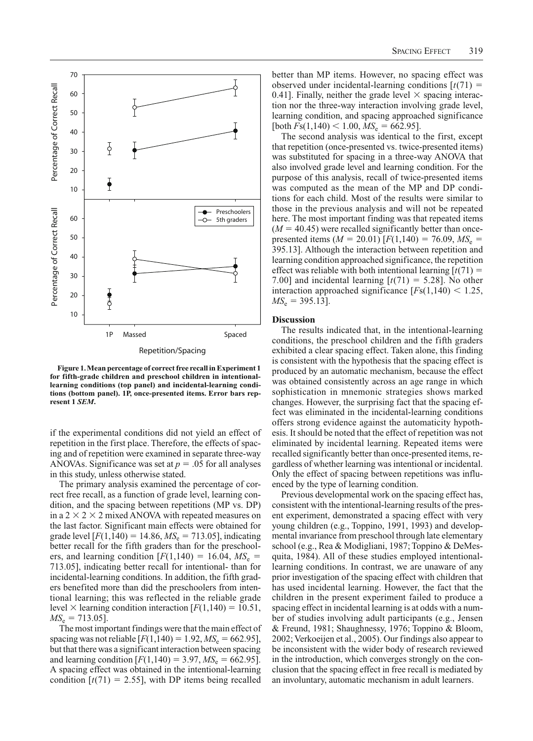**Figure 1. Mean percentage of correct free recall in Experiment 1 for fifth-grade children and preschool children in intentional-learning conditions (top panel) and incidental-learning conditions (bottom panel). 1P, once-presented items. Error bars represent 1 *SEM*.**

if the experimental conditions did not yield an effect of repetition in the first place. Therefore, the effects of spacing and of repetition were examined in separate three-way ANOVAs. Significance was set at $p = .05$ for all analyses in this study, unless otherwise stated.

The primary analysis examined the percentage of correct free recall, as a function of grade level, learning condition, and the spacing between repetitions (MP vs. DP) in a $2 \times 2 \times 2$ mixed ANOVA with repeated measures on the last factor. Significant main effects were obtained for grade level [$F(1,140) = 14.86$, $MS_e = 713.05$], indicating better recall for the fifth graders than for the preschoolers, and learning condition [$F(1,140) = 16.04$, $MS_e = 713.05$], indicating better recall for intentional- than for incidental-learning conditions. In addition, the fifth graders benefited more than did the preschoolers from intentional learning; this was reflected in the reliable grade level $\times$ learning condition interaction [$F(1,140) = 10.51$, $MS_e = 713.05$].

The most important findings were that the main effect of spacing was not reliable [$F(1,140) = 1.92$, $MS_e = 662.95$], but that there was a significant interaction between spacing and learning condition [$F(1,140) = 3.97$, $MS_e = 662.95$]. A spacing effect was obtained in the intentional-learning condition [$t(71) = 2.55$], with DP items being recalled better than MP items. However, no spacing effect was observed under incidental-learning conditions [$t(71) = 0.41$]. Finally, neither the grade level $\times$ spacing interaction nor the three-way interaction involving grade level, learning condition, and spacing approached significance [both $Fs(1,140) < 1.00$, $MS_e = 662.95$].

The second analysis was identical to the first, except that repetition (once-presented vs. twice-presented items) was substituted for spacing in a three-way ANOVA that also involved grade level and learning condition. For the purpose of this analysis, recall of twice-presented items was computed as the mean of the MP and DP conditions for each child. Most of the results were similar to those in the previous analysis and will not be repeated here. The most important finding was that repeated items ($M = 40.45$) were recalled significantly better than once-presented items ($M = 20.01$) [$F(1,140) = 76.09$, $MS_e = 395.13$]. Although the interaction between repetition and learning condition approached significance, the repetition effect was reliable with both intentional learning [$t(71) = 7.00$] and incidental learning [$t(71) = 5.28$]. No other interaction approached significance [$Fs(1,140) < 1.25$, $MS_e = 395.13$].

## Discussion

The results indicated that, in the intentional-learning conditions, the preschool children and the fifth graders exhibited a clear spacing effect. Taken alone, this finding is consistent with the hypothesis that the spacing effect is produced by an automatic mechanism, because the effect was obtained consistently across an age range in which sophistication in mnemonic strategies shows marked changes. However, the surprising fact that the spacing effect was eliminated in the incidental-learning conditions offers strong evidence against the automaticity hypothesis. It should be noted that the effect of repetition was not eliminated by incidental learning. Repeated items were recalled significantly better than once-presented items, regardless of whether learning was intentional or incidental. Only the effect of spacing between repetitions was influenced by the type of learning condition.

Previous developmental work on the spacing effect has, consistent with the intentional-learning results of the present experiment, demonstrated a spacing effect with very young children (e.g., Toppino, 1991, 1993) and developmental invariance from preschool through late elementary school (e.g., Rea & Modigliani, 1987; Toppino & DeMesquita, 1984). All of these studies employed intentional-learning conditions. In contrast, we are unaware of any prior investigation of the spacing effect with children that has used incidental learning. However, the fact that the children in the present experiment failed to produce a spacing effect in incidental learning is at odds with a number of studies involving adult participants (e.g., Jensen & Freund, 1981; Shaughnessy, 1976; Toppino & Bloom, 2002; Verkoeijen et al., 2005). Our findings also appear to be inconsistent with the wider body of research reviewed in the introduction, which converges strongly on the conclusion that the spacing effect in free recall is mediated by an involuntary, automatic mechanism in adult learners.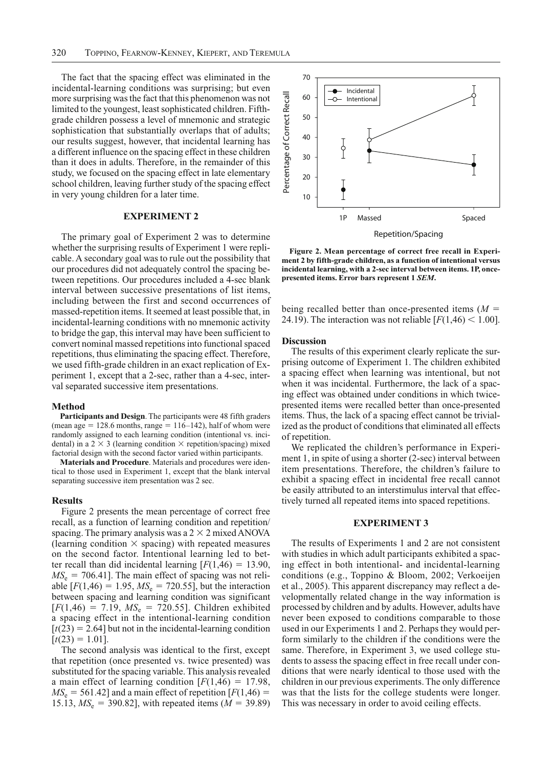The fact that the spacing effect was eliminated in the incidental-learning conditions was surprising; but even more surprising was the fact that this phenomenon was not limited to the youngest, least sophisticated children. Fifth-grade children possess a level of mnemonic and strategic sophistication that substantially overlaps that of adults; our results suggest, however, that incidental learning has a different influence on the spacing effect in these children than it does in adults. Therefore, in the remainder of this study, we focused on the spacing effect in late elementary school children, leaving further study of the spacing effect in very young children for a later time.

## EXPERIMENT 2

The primary goal of Experiment 2 was to determine whether the surprising results of Experiment 1 were replicable. A secondary goal was to rule out the possibility that our procedures did not adequately control the spacing between repetitions. Our procedures included a 4-sec blank interval between successive presentations of list items, including between the first and second occurrences of massed-repetition items. It seemed at least possible that, in incidental-learning conditions with no mnemonic activity to bridge the gap, this interval may have been sufficient to convert nominal massed repetitions into functional spaced repetitions, thus eliminating the spacing effect. Therefore, we used fifth-grade children in an exact replication of Experiment 1, except that a 2-sec, rather than a 4-sec, interval separated successive item presentations.

### Method

**Participants and Design**. The participants were 48 fifth graders (mean age = 128.6 months, range = 116–142), half of whom were randomly assigned to each learning condition (intentional vs. incidental) in a 2 × 3 (learning condition × repetition/spacing) mixed factorial design with the second factor varied within participants.

**Materials and Procedure**. Materials and procedures were identical to those used in Experiment 1, except that the blank interval separating successive item presentation was 2 sec.

### Results

Figure 2 presents the mean percentage of correct free recall, as a function of learning condition and repetition/spacing. The primary analysis was a 2 × 2 mixed ANOVA (learning condition × spacing) with repeated measures on the second factor. Intentional learning led to better recall than did incidental learning [$F(1,46) = 13.90$, $MS_e = 706.41$]. The main effect of spacing was not reliable [$F(1,46) = 1.95$, $MS_e = 720.55$], but the interaction between spacing and learning condition was significant [$F(1,46) = 7.19$, $MS_e = 720.55$]. Children exhibited a spacing effect in the intentional-learning condition [$t(23) = 2.64$] but not in the incidental-learning condition [$t(23) = 1.01$].

The second analysis was identical to the first, except that repetition (once presented vs. twice presented) was substituted for the spacing variable. This analysis revealed a main effect of learning condition [$F(1,46) = 17.98$, $MS_e = 561.42$] and a main effect of repetition [$F(1,46) = 15.13$, $MS_e = 390.82$], with repeated items ($M = 39.89$) being recalled better than once-presented items ($M = 24.19$). The interaction was not reliable [$F(1,46) < 1.00$].

**Figure 2. Mean percentage of correct free recall in Experiment 2 by fifth-grade children, as a function of intentional versus incidental learning, with a 2-sec interval between items. 1P, once-presented items. Error bars represent 1 *SEM*.**

### Discussion

The results of this experiment clearly replicate the surprising outcome of Experiment 1. The children exhibited a spacing effect when learning was intentional, but not when it was incidental. Furthermore, the lack of a spacing effect was obtained under conditions in which twice-presented items were recalled better than once-presented items. Thus, the lack of a spacing effect cannot be trivialized as the product of conditions that eliminated all effects of repetition.

We replicated the children's performance in Experiment 1, in spite of using a shorter (2-sec) interval between item presentations. Therefore, the children's failure to exhibit a spacing effect in incidental free recall cannot be easily attributed to an interstimulus interval that effectively turned all repeated items into spaced repetitions.

## EXPERIMENT 3

The results of Experiments 1 and 2 are not consistent with studies in which adult participants exhibited a spacing effect in both intentional- and incidental-learning conditions (e.g., Toppino & Bloom, 2002; Verkoeijen et al., 2005). This apparent discrepancy may reflect a developmentally related change in the way information is processed by children and by adults. However, adults have never been exposed to conditions comparable to those used in our Experiments 1 and 2. Perhaps they would perform similarly to the children if the conditions were the same. Therefore, in Experiment 3, we used college students to assess the spacing effect in free recall under conditions that were nearly identical to those used with the children in our previous experiments. The only difference was that the lists for the college students were longer. This was necessary in order to avoid ceiling effects.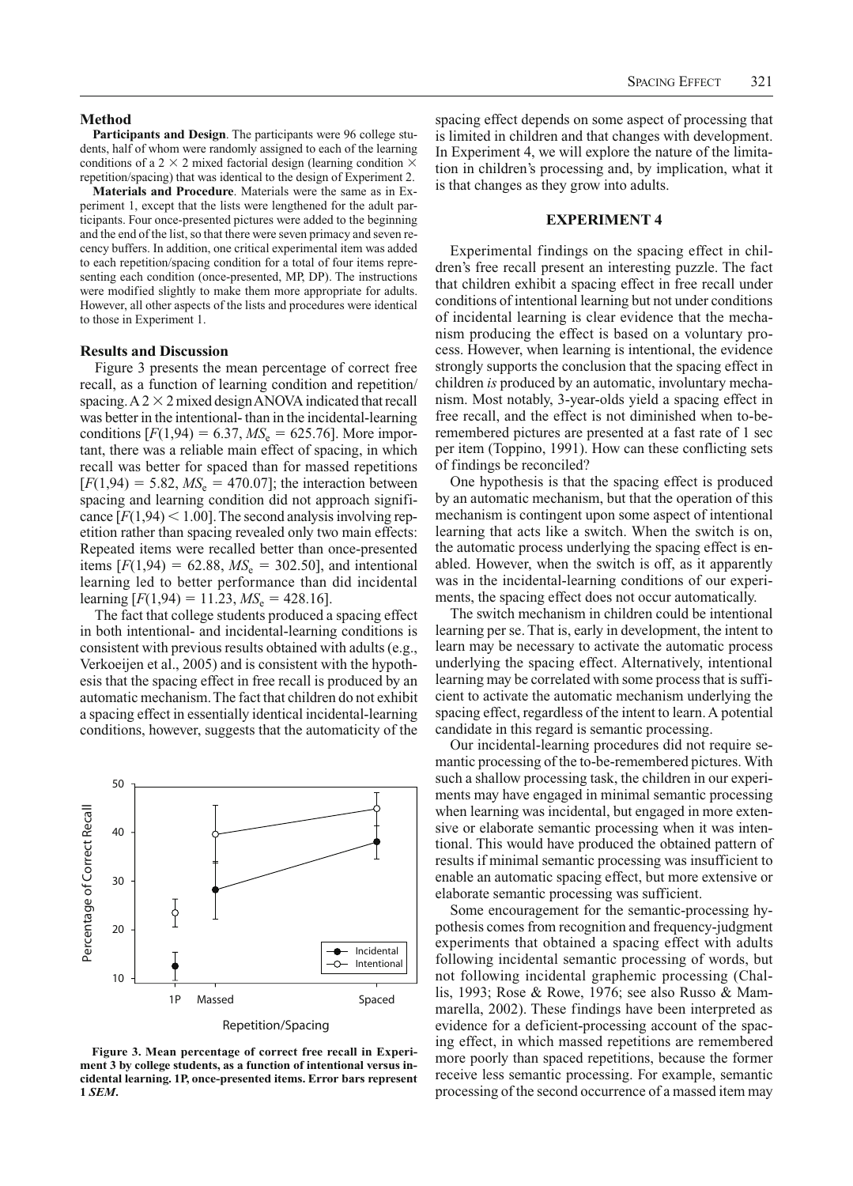### Method

**Participants and Design**. The participants were 96 college students, half of whom were randomly assigned to each of the learning conditions of a 2 × 2 mixed factorial design (learning condition × repetition/spacing) that was identical to the design of Experiment 2.

**Materials and Procedure**. Materials were the same as in Experiment 1, except that the lists were lengthened for the adult participants. Four once-presented pictures were added to the beginning and the end of the list, so that there were seven primacy and seven recency buffers. In addition, one critical experimental item was added to each repetition/spacing condition for a total of four items representing each condition (once-presented, MP, DP). The instructions were modified slightly to make them more appropriate for adults. However, all other aspects of the lists and procedures were identical to those in Experiment 1.

### Results and Discussion

Figure 3 presents the mean percentage of correct free recall, as a function of learning condition and repetition/spacing. A 2 × 2 mixed design ANOVA indicated that recall was better in the intentional- than in the incidental-learning conditions [$F(1,94) = 6.37$, $MS_e = 625.76$]. More important, there was a reliable main effect of spacing, in which recall was better for spaced than for massed repetitions [$F(1,94) = 5.82$, $MS_e = 470.07$]; the interaction between spacing and learning condition did not approach significance [$F(1,94) < 1.00$]. The second analysis involving repetition rather than spacing revealed only two main effects: Repeated items were recalled better than once-presented items [$F(1,94) = 62.88$, $MS_e = 302.50$], and intentional learning led to better performance than did incidental learning [$F(1,94) = 11.23$, $MS_e = 428.16$].

The fact that college students produced a spacing effect in both intentional- and incidental-learning conditions is consistent with previous results obtained with adults (e.g., Verkoeijen et al., 2005) and is consistent with the hypothesis that the spacing effect in free recall is produced by an automatic mechanism. The fact that children do not exhibit a spacing effect in essentially identical incidental-learning conditions, however, suggests that the automaticity of the spacing effect depends on some aspect of processing that is limited in children and that changes with development. In Experiment 4, we will explore the nature of the limitation in children's processing and, by implication, what it is that changes as they grow into adults.

**Figure 3. Mean percentage of correct free recall in Experiment 3 by college students, as a function of intentional versus incidental learning. 1P, once-presented items. Error bars represent 1 *SEM*.**

## EXPERIMENT 4

Experimental findings on the spacing effect in children's free recall present an interesting puzzle. The fact that children exhibit a spacing effect in free recall under conditions of intentional learning but not under conditions of incidental learning is clear evidence that the mechanism producing the effect is based on a voluntary process. However, when learning is intentional, the evidence strongly supports the conclusion that the spacing effect in children *is* produced by an automatic, involuntary mechanism. Most notably, 3-year-olds yield a spacing effect in free recall, and the effect is not diminished when to-be-remembered pictures are presented at a fast rate of 1 sec per item (Toppino, 1991). How can these conflicting sets of findings be reconciled?

One hypothesis is that the spacing effect is produced by an automatic mechanism, but that the operation of this mechanism is contingent upon some aspect of intentional learning that acts like a switch. When the switch is on, the automatic process underlying the spacing effect is enabled. However, when the switch is off, as it apparently was in the incidental-learning conditions of our experiments, the spacing effect does not occur automatically.

The switch mechanism in children could be intentional learning per se. That is, early in development, the intent to learn may be necessary to activate the automatic process underlying the spacing effect. Alternatively, intentional learning may be correlated with some process that is sufficient to activate the automatic mechanism underlying the spacing effect, regardless of the intent to learn. A potential candidate in this regard is semantic processing.

Our incidental-learning procedures did not require semantic processing of the to-be-remembered pictures. With such a shallow processing task, the children in our experiments may have engaged in minimal semantic processing when learning was incidental, but engaged in more extensive or elaborate semantic processing when it was intentional. This would have produced the obtained pattern of results if minimal semantic processing was insufficient to enable an automatic spacing effect, but more extensive or elaborate semantic processing was sufficient.

Some encouragement for the semantic-processing hypothesis comes from recognition and frequency-judgment experiments that obtained a spacing effect with adults following incidental semantic processing of words, but not following incidental graphemic processing (Challis, 1993; Rose & Rowe, 1976; see also Russo & Mammarella, 2002). These findings have been interpreted as evidence for a deficient-processing account of the spacing effect, in which massed repetitions are remembered more poorly than spaced repetitions, because the former receive less semantic processing. For example, semantic processing of the second occurrence of a massed item may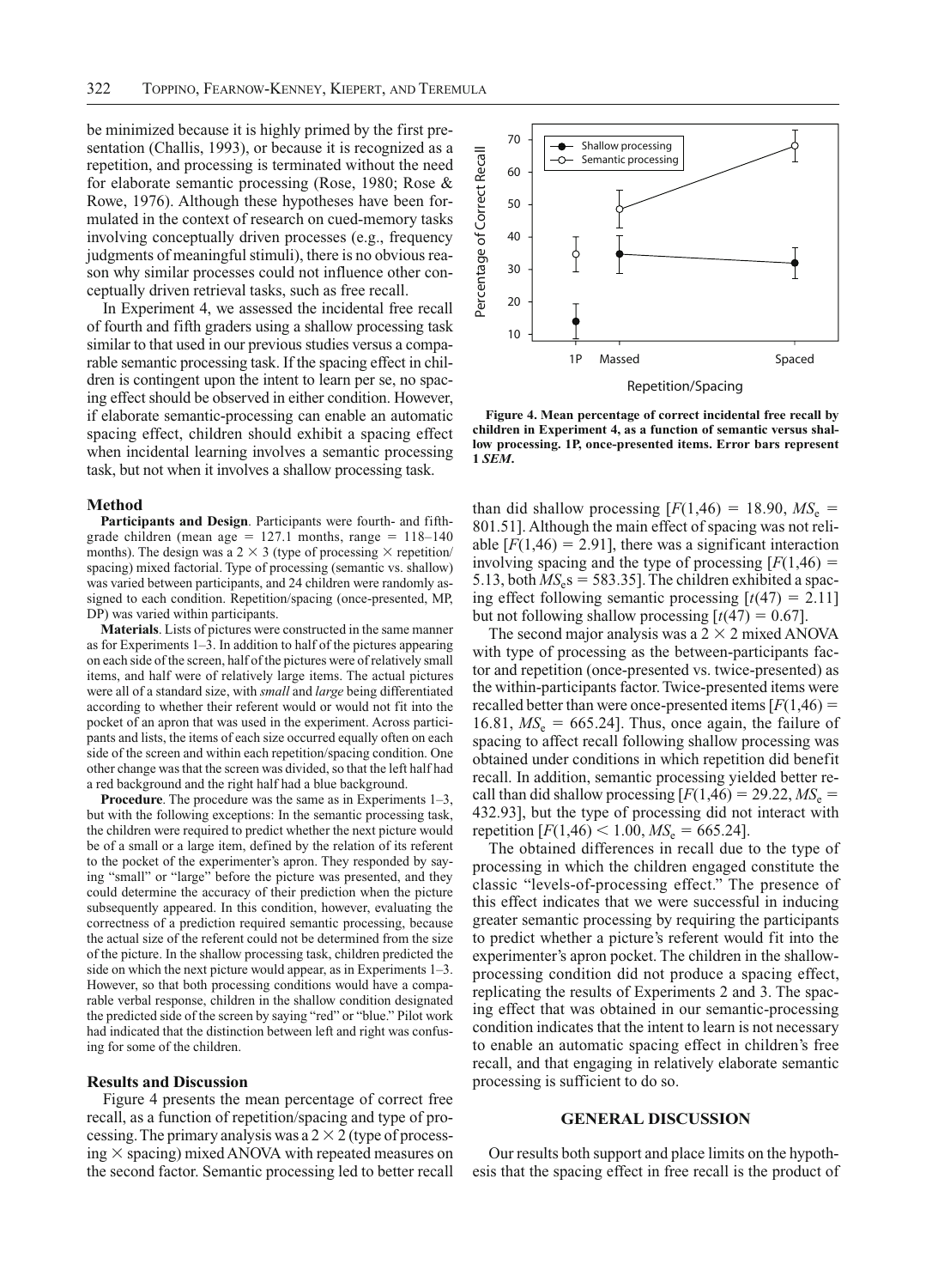be minimized because it is highly primed by the first presentation (Challis, 1993), or because it is recognized as a repetition, and processing is terminated without the need for elaborate semantic processing (Rose, 1980; Rose & Rowe, 1976). Although these hypotheses have been formulated in the context of research on cued-memory tasks involving conceptually driven processes (e.g., frequency judgments of meaningful stimuli), there is no obvious reason why similar processes could not influence other conceptually driven retrieval tasks, such as free recall.

In Experiment 4, we assessed the incidental free recall of fourth and fifth graders using a shallow processing task similar to that used in our previous studies versus a comparable semantic processing task. If the spacing effect in children is contingent upon the intent to learn per se, no spacing effect should be observed in either condition. However, if elaborate semantic-processing can enable an automatic spacing effect, children should exhibit a spacing effect when incidental learning involves a semantic processing task, but not when it involves a shallow processing task.

### Method

**Participants and Design**. Participants were fourth- and fifth-grade children (mean age = 127.1 months, range = 118–140 months). The design was a 2 × 3 (type of processing × repetition/spacing) mixed factorial. Type of processing (semantic vs. shallow) was varied between participants, and 24 children were randomly assigned to each condition. Repetition/spacing (once-presented, MP, DP) was varied within participants.

**Materials**. Lists of pictures were constructed in the same manner as for Experiments 1–3. In addition to half of the pictures appearing on each side of the screen, half of the pictures were of relatively small items, and half were of relatively large items. The actual pictures were all of a standard size, with *small* and *large* being differentiated according to whether their referent would or would not fit into the pocket of an apron that was used in the experiment. Across participants and lists, the items of each size occurred equally often on each side of the screen and within each repetition/spacing condition. One other change was that the screen was divided, so that the left half had a red background and the right half had a blue background.

**Procedure**. The procedure was the same as in Experiments 1–3, but with the following exceptions: In the semantic processing task, the children were required to predict whether the next picture would be of a small or a large item, defined by the relation of its referent to the pocket of the experimenter's apron. They responded by saying "small" or "large" before the picture was presented, and they could determine the accuracy of their prediction when the picture subsequently appeared. In this condition, however, evaluating the correctness of a prediction required semantic processing, because the actual size of the referent could not be determined from the size of the picture. In the shallow processing task, children predicted the side on which the next picture would appear, as in Experiments 1–3. However, so that both processing conditions would have a comparable verbal response, children in the shallow condition designated the predicted side of the screen by saying "red" or "blue." Pilot work had indicated that the distinction between left and right was confusing for some of the children.

### Results and Discussion

Figure 4 presents the mean percentage of correct free recall, as a function of repetition/spacing and type of processing. The primary analysis was a 2 × 2 (type of processing × spacing) mixed ANOVA with repeated measures on the second factor. Semantic processing led to better recall

Shallow processing
Semantic processing
Percentage of Correct Recall
70
60
50
40
30
20
10
1P Massed Spaced
Repetition/Spacing

**Figure 4. Mean percentage of correct incidental free recall by children in Experiment 4, as a function of semantic versus shallow processing. 1P, once-presented items. Error bars represent 1 *SEM*.**

than did shallow processing [$F(1,46) = 18.90$, $MS_e = 801.51$]. Although the main effect of spacing was not reliable [$F(1,46) = 2.91$], there was a significant interaction involving spacing and the type of processing [$F(1,46) = 5.13$, both $MS_e$s = 583.35]. The children exhibited a spacing effect following semantic processing [$t(47) = 2.11$] but not following shallow processing [$t(47) = 0.67$].

The second major analysis was a 2 × 2 mixed ANOVA with type of processing as the between-participants factor and repetition (once-presented vs. twice-presented) as the within-participants factor. Twice-presented items were recalled better than were once-presented items [$F(1,46) = 16.81$, $MS_e = 665.24$]. Thus, once again, the failure of spacing to affect recall following shallow processing was obtained under conditions in which repetition did benefit recall. In addition, semantic processing yielded better recall than did shallow processing [$F(1,46) = 29.22$, $MS_e = 432.93$], but the type of processing did not interact with repetition [$F(1,46) < 1.00$, $MS_e = 665.24$].

The obtained differences in recall due to the type of processing in which the children engaged constitute the classic "levels-of-processing effect." The presence of this effect indicates that we were successful in inducing greater semantic processing by requiring the participants to predict whether a picture's referent would fit into the experimenter's apron pocket. The children in the shallow-processing condition did not produce a spacing effect, replicating the results of Experiments 2 and 3. The spacing effect that was obtained in our semantic-processing condition indicates that the intent to learn is not necessary to enable an automatic spacing effect in children's free recall, and that engaging in relatively elaborate semantic processing is sufficient to do so.

## GENERAL DISCUSSION

Our results both support and place limits on the hypothesis that the spacing effect in free recall is the product of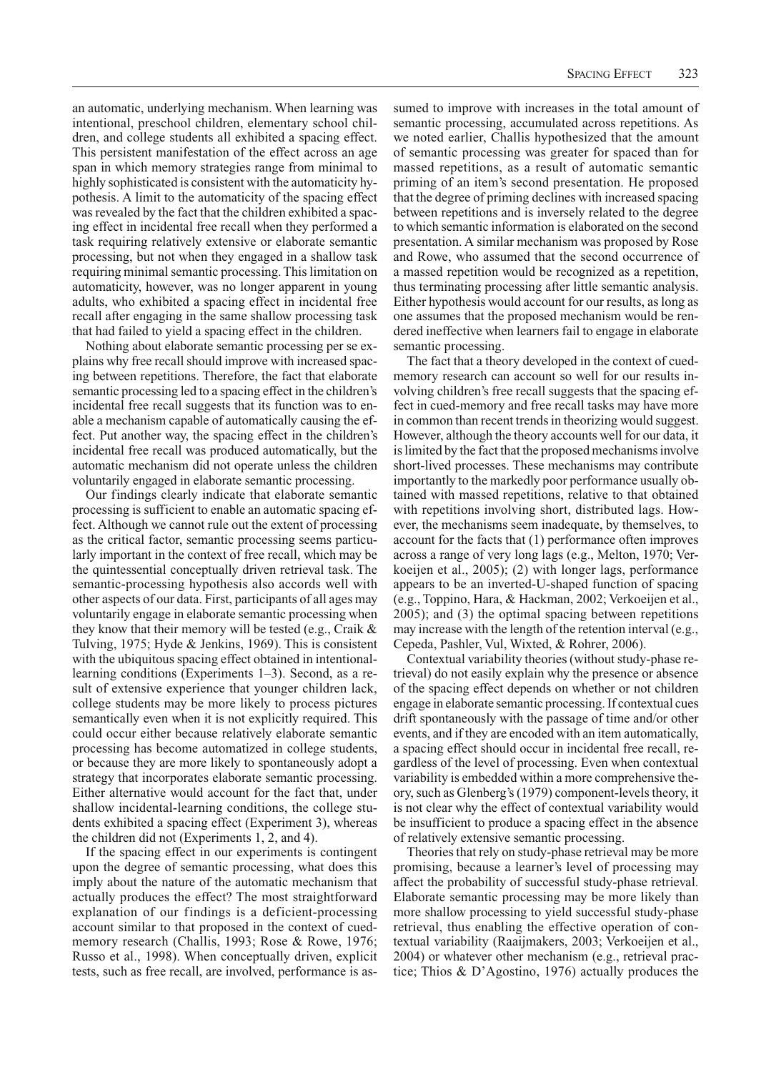an automatic, underlying mechanism. When learning was intentional, preschool children, elementary school children, and college students all exhibited a spacing effect. This persistent manifestation of the effect across an age span in which memory strategies range from minimal to highly sophisticated is consistent with the automaticity hypothesis. A limit to the automaticity of the spacing effect was revealed by the fact that the children exhibited a spacing effect in incidental free recall when they performed a task requiring relatively extensive or elaborate semantic processing, but not when they engaged in a shallow task requiring minimal semantic processing. This limitation on automaticity, however, was no longer apparent in young adults, who exhibited a spacing effect in incidental free recall after engaging in the same shallow processing task that had failed to yield a spacing effect in the children.

Nothing about elaborate semantic processing per se explains why free recall should improve with increased spacing between repetitions. Therefore, the fact that elaborate semantic processing led to a spacing effect in the children's incidental free recall suggests that its function was to enable a mechanism capable of automatically causing the effect. Put another way, the spacing effect in the children's incidental free recall was produced automatically, but the automatic mechanism did not operate unless the children voluntarily engaged in elaborate semantic processing.

Our findings clearly indicate that elaborate semantic processing is sufficient to enable an automatic spacing effect. Although we cannot rule out the extent of processing as the critical factor, semantic processing seems particularly important in the context of free recall, which may be the quintessential conceptually driven retrieval task. The semantic-processing hypothesis also accords well with other aspects of our data. First, participants of all ages may voluntarily engage in elaborate semantic processing when they know that their memory will be tested (e.g., Craik & Tulving, 1975; Hyde & Jenkins, 1969). This is consistent with the ubiquitous spacing effect obtained in intentional-learning conditions (Experiments 1–3). Second, as a result of extensive experience that younger children lack, college students may be more likely to process pictures semantically even when it is not explicitly required. This could occur either because relatively elaborate semantic processing has become automatized in college students, or because they are more likely to spontaneously adopt a strategy that incorporates elaborate semantic processing. Either alternative would account for the fact that, under shallow incidental-learning conditions, the college students exhibited a spacing effect (Experiment 3), whereas the children did not (Experiments 1, 2, and 4).

If the spacing effect in our experiments is contingent upon the degree of semantic processing, what does this imply about the nature of the automatic mechanism that actually produces the effect? The most straightforward explanation of our findings is a deficient-processing account similar to that proposed in the context of cued-memory research (Challis, 1993; Rose & Rowe, 1976; Russo et al., 1998). When conceptually driven, explicit tests, such as free recall, are involved, performance is assumed to improve with increases in the total amount of semantic processing, accumulated across repetitions. As we noted earlier, Challis hypothesized that the amount of semantic processing was greater for spaced than for massed repetitions, as a result of automatic semantic priming of an item's second presentation. He proposed that the degree of priming declines with increased spacing between repetitions and is inversely related to the degree to which semantic information is elaborated on the second presentation. A similar mechanism was proposed by Rose and Rowe, who assumed that the second occurrence of a massed repetition would be recognized as a repetition, thus terminating processing after little semantic analysis. Either hypothesis would account for our results, as long as one assumes that the proposed mechanism would be rendered ineffective when learners fail to engage in elaborate semantic processing.

The fact that a theory developed in the context of cued-memory research can account so well for our results involving children's free recall suggests that the spacing effect in cued-memory and free recall tasks may have more in common than recent trends in theorizing would suggest. However, although the theory accounts well for our data, it is limited by the fact that the proposed mechanisms involve short-lived processes. These mechanisms may contribute importantly to the markedly poor performance usually obtained with massed repetitions, relative to that obtained with repetitions involving short, distributed lags. However, the mechanisms seem inadequate, by themselves, to account for the facts that (1) performance often improves across a range of very long lags (e.g., Melton, 1970; Verkoeijen et al., 2005); (2) with longer lags, performance appears to be an inverted-U-shaped function of spacing (e.g., Toppino, Hara, & Hackman, 2002; Verkoeijen et al., 2005); and (3) the optimal spacing between repetitions may increase with the length of the retention interval (e.g., Cepeda, Pashler, Vul, Wixted, & Rohrer, 2006).

Contextual variability theories (without study-phase retrieval) do not easily explain why the presence or absence of the spacing effect depends on whether or not children engage in elaborate semantic processing. If contextual cues drift spontaneously with the passage of time and/or other events, and if they are encoded with an item automatically, a spacing effect should occur in incidental free recall, regardless of the level of processing. Even when contextual variability is embedded within a more comprehensive theory, such as Glenberg's (1979) component-levels theory, it is not clear why the effect of contextual variability would be insufficient to produce a spacing effect in the absence of relatively extensive semantic processing.

Theories that rely on study-phase retrieval may be more promising, because a learner's level of processing may affect the probability of successful study-phase retrieval. Elaborate semantic processing may be more likely than more shallow processing to yield successful study-phase retrieval, thus enabling the effective operation of contextual variability (Raaijmakers, 2003; Verkoeijen et al., 2004) or whatever other mechanism (e.g., retrieval practice; Thios & D'Agostino, 1976) actually produces the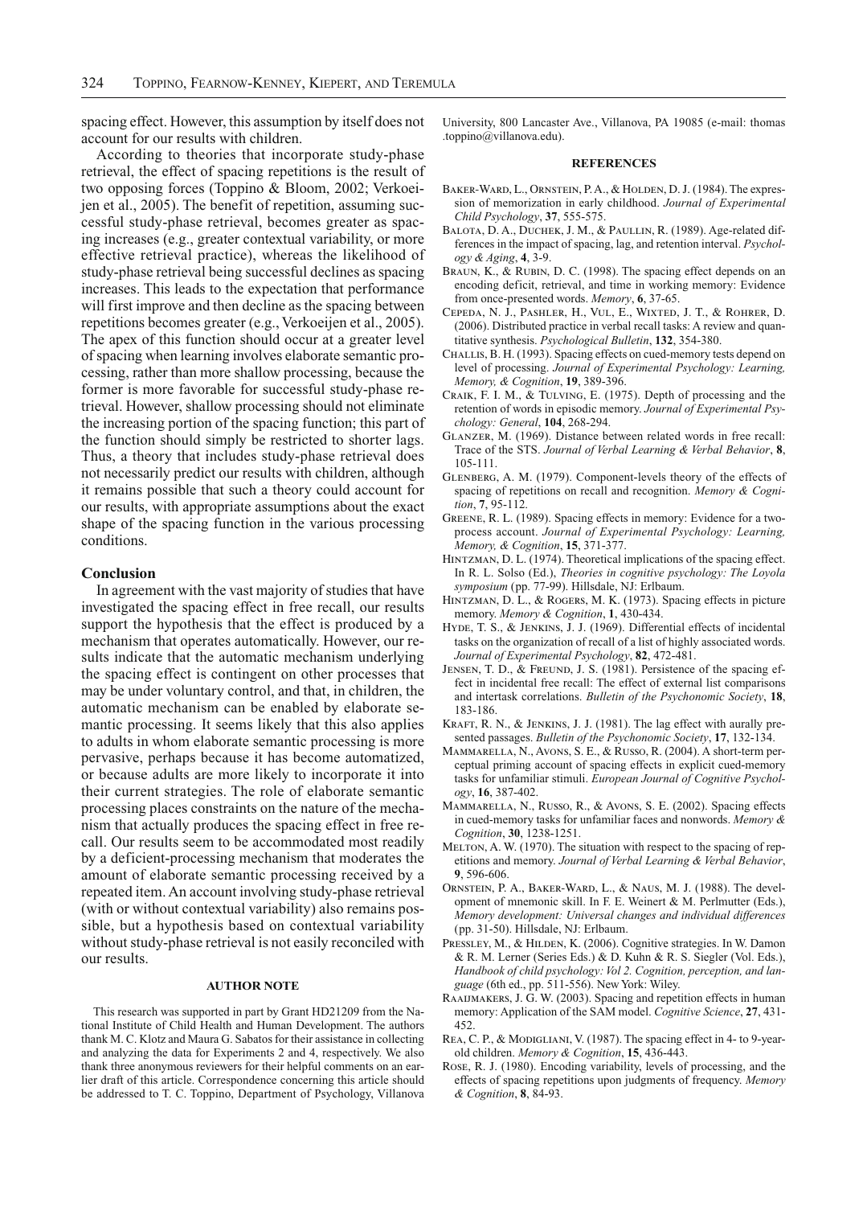spacing effect. However, this assumption by itself does not account for our results with children.

According to theories that incorporate study-phase retrieval, the effect of spacing repetitions is the result of two opposing forces (Toppino & Bloom, 2002; Verkoeijen et al., 2005). The benefit of repetition, assuming successful study-phase retrieval, becomes greater as spacing increases (e.g., greater contextual variability, or more effective retrieval practice), whereas the likelihood of study-phase retrieval being successful declines as spacing increases. This leads to the expectation that performance will first improve and then decline as the spacing between repetitions becomes greater (e.g., Verkoeijen et al., 2005). The apex of this function should occur at a greater level of spacing when learning involves elaborate semantic processing, rather than more shallow processing, because the former is more favorable for successful study-phase retrieval. However, shallow processing should not eliminate the increasing portion of the spacing function; this part of the function should simply be restricted to shorter lags. Thus, a theory that includes study-phase retrieval does not necessarily predict our results with children, although it remains possible that such a theory could account for our results, with appropriate assumptions about the exact shape of the spacing function in the various processing conditions.

### Conclusion

In agreement with the vast majority of studies that have investigated the spacing effect in free recall, our results support the hypothesis that the effect is produced by a mechanism that operates automatically. However, our results indicate that the automatic mechanism underlying the spacing effect is contingent on other processes that may be under voluntary control, and that, in children, the automatic mechanism can be enabled by elaborate semantic processing. It seems likely that this also applies to adults in whom elaborate semantic processing is more pervasive, perhaps because it has become automatized, or because adults are more likely to incorporate it into their current strategies. The role of elaborate semantic processing places constraints on the nature of the mechanism that actually produces the spacing effect in free recall. Our results seem to be accommodated most readily by a deficient-processing mechanism that moderates the amount of elaborate semantic processing received by a repeated item. An account involving study-phase retrieval (with or without contextual variability) also remains possible, but a hypothesis based on contextual variability without study-phase retrieval is not easily reconciled with our results.

## AUTHOR NOTE

This research was supported in part by Grant HD21209 from the National Institute of Child Health and Human Development. The authors thank M. C. Klotz and Maura G. Sabatos for their assistance in collecting and analyzing the data for Experiments 2 and 4, respectively. We also thank three anonymous reviewers for their helpful comments on an earlier draft of this article. Correspondence concerning this article should be addressed to T. C. Toppino, Department of Psychology, Villanova University, 800 Lancaster Ave., Villanova, PA 19085 (e-mail: thomas.toppino@villanova.edu).

## REFERENCES

Baker-Ward, L., Ornstein, P. A., & Holden, D. J. (1984). The expression of memorization in early childhood. *Journal of Experimental Child Psychology*, **37**, 555-575.

Balota, D. A., Duchek, J. M., & Paullin, R. (1989). Age-related differences in the impact of spacing, lag, and retention interval. *Psychology & Aging*, **4**, 3-9.

Braun, K., & Rubin, D. C. (1998). The spacing effect depends on an encoding deficit, retrieval, and time in working memory: Evidence from once-presented words. *Memory*, **6**, 37-65.

Cepeda, N. J., Pashler, H., Vul, E., Wixted, J. T., & Rohrer, D. (2006). Distributed practice in verbal recall tasks: A review and quantitative synthesis. *Psychological Bulletin*, **132**, 354-380.

Challis, B. H. (1993). Spacing effects on cued-memory tests depend on level of processing. *Journal of Experimental Psychology: Learning, Memory, & Cognition*, **19**, 389-396.

Craik, F. I. M., & Tulving, E. (1975). Depth of processing and the retention of words in episodic memory. *Journal of Experimental Psychology: General*, **104**, 268-294.

Glanzer, M. (1969). Distance between related words in free recall: Trace of the STS. *Journal of Verbal Learning & Verbal Behavior*, **8**, 105-111.

Glenberg, A. M. (1979). Component-levels theory of the effects of spacing of repetitions on recall and recognition. *Memory & Cognition*, **7**, 95-112.

Greene, R. L. (1989). Spacing effects in memory: Evidence for a two-process account. *Journal of Experimental Psychology: Learning, Memory, & Cognition*, **15**, 371-377.

Hintzman, D. L. (1974). Theoretical implications of the spacing effect. In R. L. Solso (Ed.), *Theories in cognitive psychology: The Loyola symposium* (pp. 77-99). Hillsdale, NJ: Erlbaum.

Hintzman, D. L., & Rogers, M. K. (1973). Spacing effects in picture memory. *Memory & Cognition*, **1**, 430-434.

Hyde, T. S., & Jenkins, J. J. (1969). Differential effects of incidental tasks on the organization of recall of a list of highly associated words. *Journal of Experimental Psychology*, **82**, 472-481.

Jensen, T. D., & Freund, J. S. (1981). Persistence of the spacing effect in incidental free recall: The effect of external list comparisons and intertask correlations. *Bulletin of the Psychonomic Society*, **18**, 183-186.

Kraft, R. N., & Jenkins, J. J. (1981). The lag effect with aurally presented passages. *Bulletin of the Psychonomic Society*, **17**, 132-134.

Mammarella, N., Avons, S. E., & Russo, R. (2004). A short-term perceptual priming account of spacing effects in explicit cued-memory tasks for unfamiliar stimuli. *European Journal of Cognitive Psychology*, **16**, 387-402.

Mammarella, N., Russo, R., & Avons, S. E. (2002). Spacing effects in cued-memory tasks for unfamiliar faces and nonwords. *Memory & Cognition*, **30**, 1238-1251.

Melton, A. W. (1970). The situation with respect to the spacing of repetitions and memory. *Journal of Verbal Learning & Verbal Behavior*, **9**, 596-606.

Ornstein, P. A., Baker-Ward, L., & Naus, M. J. (1988). The development of mnemonic skill. In F. E. Weinert & M. Perlmutter (Eds.), *Memory development: Universal changes and individual differences* (pp. 31-50). Hillsdale, NJ: Erlbaum.

Pressley, M., & Hilden, K. (2006). Cognitive strategies. In W. Damon & R. M. Lerner (Series Eds.) & D. Kuhn & R. S. Siegler (Vol. Eds.), *Handbook of child psychology: Vol 2. Cognition, perception, and language* (6th ed., pp. 511-556). New York: Wiley.

Raaijmakers, J. G. W. (2003). Spacing and repetition effects in human memory: Application of the SAM model. *Cognitive Science*, **27**, 431-452.

Rea, C. P., & Modigliani, V. (1987). The spacing effect in 4- to 9-year-old children. *Memory & Cognition*, **15**, 436-443.

Rose, R. J. (1980). Encoding variability, levels of processing, and the effects of spacing repetitions upon judgments of frequency. *Memory & Cognition*, **8**, 84-93.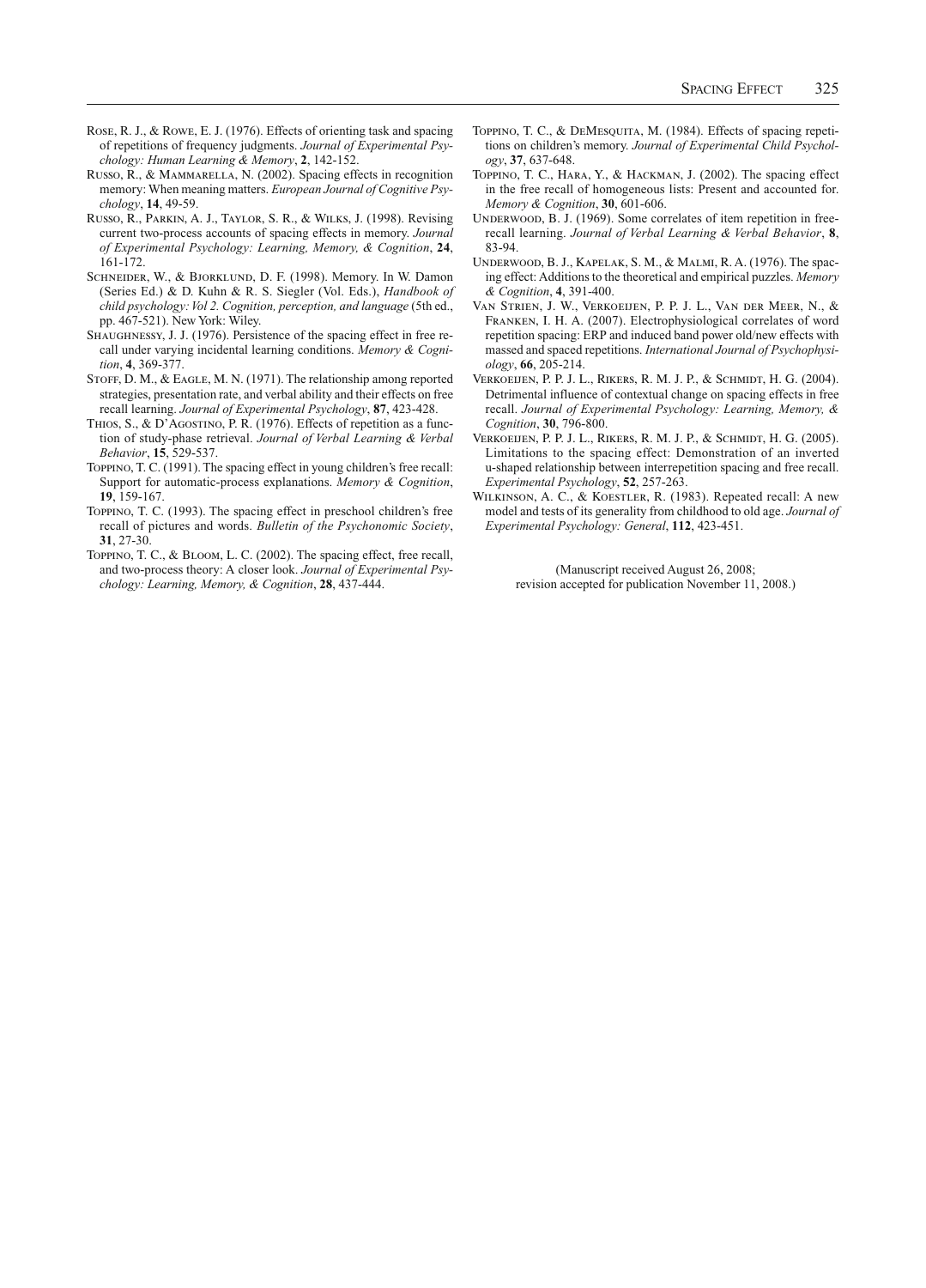Rose, R. J., & Rowe, E. J. (1976). Effects of orienting task and spacing of repetitions of frequency judgments. *Journal of Experimental Psychology: Human Learning & Memory*, **2**, 142-152.

Russo, R., & Mammarella, N. (2002). Spacing effects in recognition memory: When meaning matters. *European Journal of Cognitive Psychology*, **14**, 49-59.

Russo, R., Parkin, A. J., Taylor, S. R., & Wilks, J. (1998). Revising current two-process accounts of spacing effects in memory. *Journal of Experimental Psychology: Learning, Memory, & Cognition*, **24**, 161-172.

Schneider, W., & Bjorklund, D. F. (1998). Memory. In W. Damon (Series Ed.) & D. Kuhn & R. S. Siegler (Vol. Eds.), *Handbook of child psychology: Vol 2. Cognition, perception, and language* (5th ed., pp. 467-521). New York: Wiley.

Shaughnessy, J. J. (1976). Persistence of the spacing effect in free recall under varying incidental learning conditions. *Memory & Cognition*, **4**, 369-377.

Stoff, D. M., & Eagle, M. N. (1971). The relationship among reported strategies, presentation rate, and verbal ability and their effects on free recall learning. *Journal of Experimental Psychology*, **87**, 423-428.

Thios, S., & D'Agostino, P. R. (1976). Effects of repetition as a function of study-phase retrieval. *Journal of Verbal Learning & Verbal Behavior*, **15**, 529-537.

Toppino, T. C. (1991). The spacing effect in young children's free recall: Support for automatic-process explanations. *Memory & Cognition*, **19**, 159-167.

Toppino, T. C. (1993). The spacing effect in preschool children's free recall of pictures and words. *Bulletin of the Psychonomic Society*, **31**, 27-30.

Toppino, T. C., & Bloom, L. C. (2002). The spacing effect, free recall, and two-process theory: A closer look. *Journal of Experimental Psychology: Learning, Memory, & Cognition*, **28**, 437-444.

Toppino, T. C., & DeMesquita, M. (1984). Effects of spacing repetitions on children's memory. *Journal of Experimental Child Psychology*, **37**, 637-648.

Toppino, T. C., Hara, Y., & Hackman, J. (2002). The spacing effect in the free recall of homogeneous lists: Present and accounted for. *Memory & Cognition*, **30**, 601-606.

Underwood, B. J. (1969). Some correlates of item repetition in free-recall learning. *Journal of Verbal Learning & Verbal Behavior*, **8**, 83-94.

Underwood, B. J., Kapelak, S. M., & Malmi, R. A. (1976). The spacing effect: Additions to the theoretical and empirical puzzles. *Memory & Cognition*, **4**, 391-400.

Van Strien, J. W., Verkoeijen, P. P. J. L., Van der Meer, N., & Franken, I. H. A. (2007). Electrophysiological correlates of word repetition spacing: ERP and induced band power old/new effects with massed and spaced repetitions. *International Journal of Psychophysiology*, **66**, 205-214.

Verkoeijen, P. P. J. L., Rikers, R. M. J. P., & Schmidt, H. G. (2004). Detrimental influence of contextual change on spacing effects in free recall. *Journal of Experimental Psychology: Learning, Memory, & Cognition*, **30**, 796-800.

Verkoeijen, P. P. J. L., Rikers, R. M. J. P., & Schmidt, H. G. (2005). Limitations to the spacing effect: Demonstration of an inverted u-shaped relationship between interrepetition spacing and free recall. *Experimental Psychology*, **52**, 257-263.

Wilkinson, A. C., & Koestler, R. (1983). Repeated recall: A new model and tests of its generality from childhood to old age. *Journal of Experimental Psychology: General*, **112**, 423-451.

(Manuscript received August 26, 2008;
revision accepted for publication November 11, 2008.)